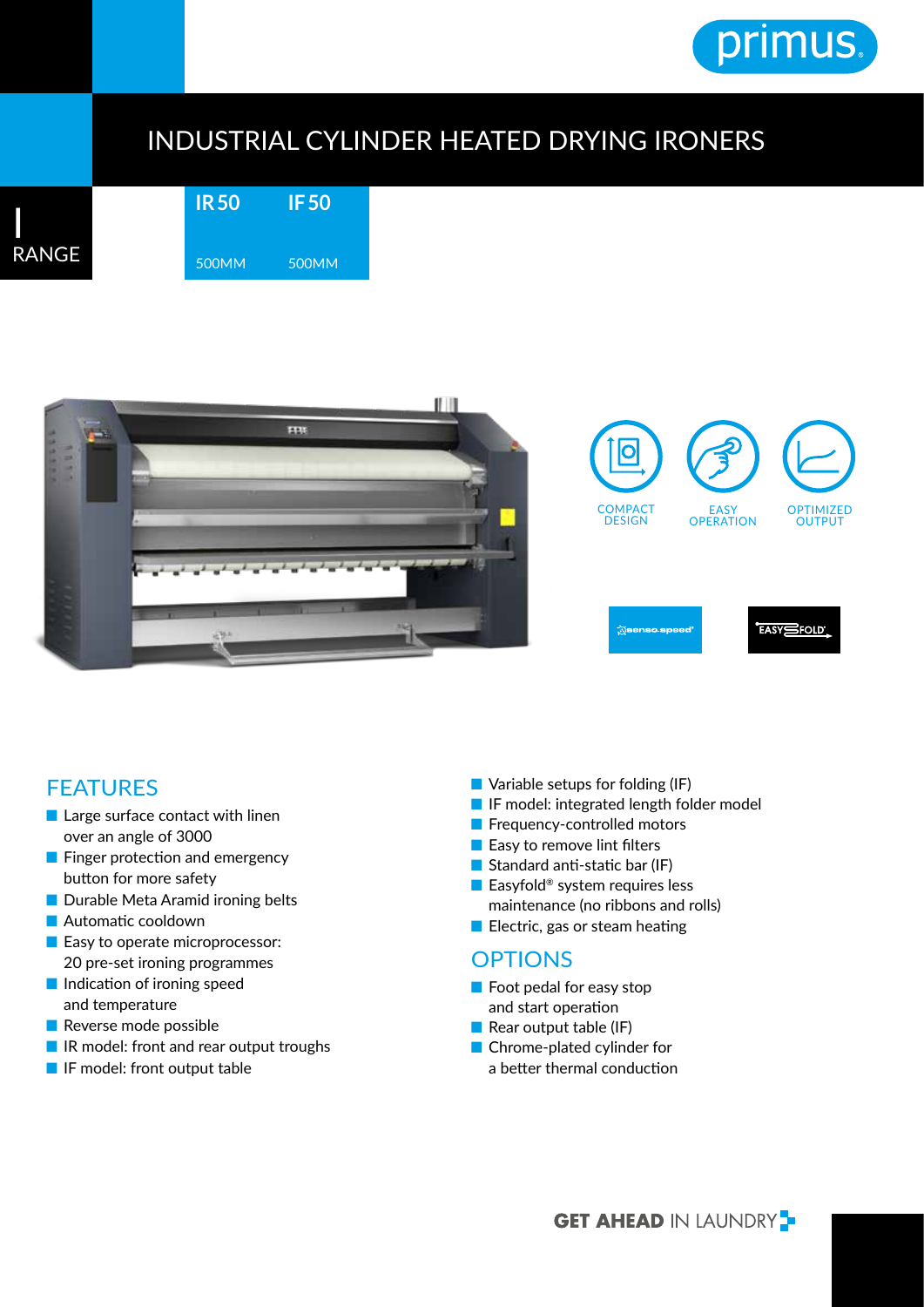# INDUSTRIAL CYLINDER HEATED DRYING IRONERS

I RANGE

| IR 50 | IF 50 |
|---|---|
| 500MM | 500MM |

COMPACT DESIGN

EASY OPERATION

OPTIMIZED OUTPUT

## FEATURES

- Large surface contact with linen over an angle of 3000
- Finger protection and emergency button for more safety
- Durable Meta Aramid ironing belts
- Automatic cooldown
- Easy to operate microprocessor: 20 pre-set ironing programmes
- Indication of ironing speed and temperature
- Reverse mode possible
- IR model: front and rear output troughs
- IF model: front output table
- Variable setups for folding (IF)
- IF model: integrated length folder model
- Frequency-controlled motors
- Easy to remove lint filters
- Standard anti-static bar (IF)
- Easyfold® system requires less maintenance (no ribbons and rolls)
- Electric, gas or steam heating

## OPTIONS

- Foot pedal for easy stop and start operation
- Rear output table (IF)
- Chrome-plated cylinder for a better thermal conduction

GET AHEAD IN LAUNDRY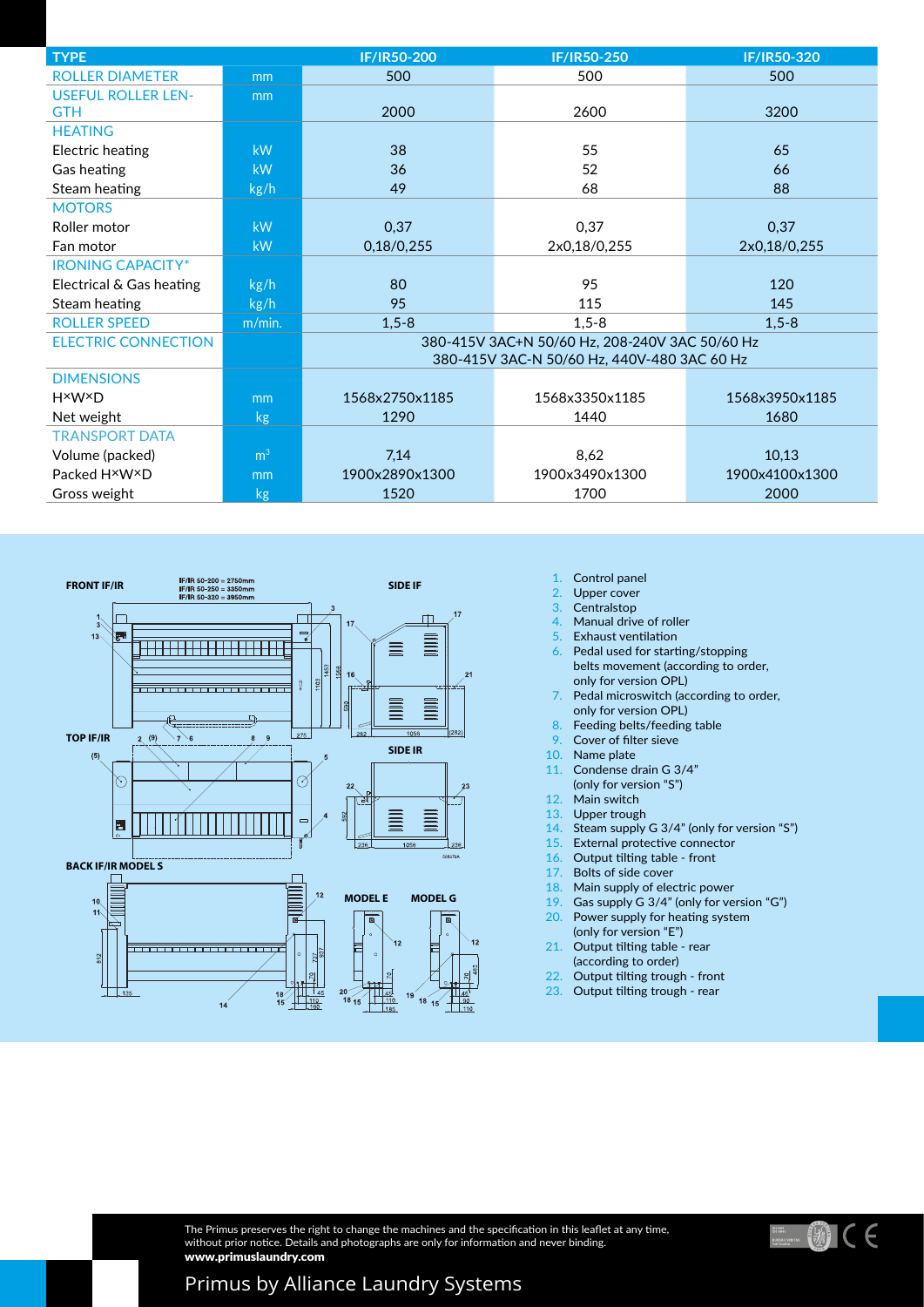| TYPE | | IF/IR50-200 | IF/IR50-250 | IF/IR50-320 |
|---|---|---|---|---|
| ROLLER DIAMETER | mm | 500 | 500 | 500 |
| USEFUL ROLLER LENGTH | mm | 2000 | 2600 | 3200 |
| HEATING | | | | |
| Electric heating | kW | 38 | 55 | 65 |
| Gas heating | kW | 36 | 52 | 66 |
| Steam heating | kg/h | 49 | 68 | 88 |
| MOTORS | | | | |
| Roller motor | kW | 0,37 | 0,37 | 0,37 |
| Fan motor | kW | 0,18/0,255 | 2x0,18/0,255 | 2x0,18/0,255 |
| IRONING CAPACITY* | | | | |
| Electrical & Gas heating | kg/h | 80 | 95 | 120 |
| Steam heating | kg/h | 95 | 115 | 145 |
| ROLLER SPEED | m/min. | 1,5-8 | 1,5-8 | 1,5-8 |
| ELECTRIC CONNECTION | | 380-415V 3AC+N 50/60 Hz, 208-240V 3AC 50/60 Hz 380-415V 3AC-N 50/60 Hz, 440V-480 3AC 60 Hz | | |
| DIMENSIONS | | | | |
| H×W×D | mm | 1568x2750x1185 | 1568x3350x1185 | 1568x3950x1185 |
| Net weight | kg | 1290 | 1440 | 1680 |
| TRANSPORT DATA | | | | |
| Volume (packed) | $m^3$ | 7,14 | 8,62 | 10,13 |
| Packed H×W×D | mm | 1900x2890x1300 | 1900x3490x1300 | 1900x4100x1300 |
| Gross weight | kg | 1520 | 1700 | 2000 |

FRONT IF/IR

IF/IR 50-200 = 2750mm
IF/IR 50-250 = 3350mm
IF/IR 50-320 = 3950mm

SIDE IF

TOP IF/IR

SIDE IR

BACK IF/IR MODEL S

MODEL E

MODEL G

1. Control panel
2. Upper cover
3. Centralstop
4. Manual drive of roller
5. Exhaust ventilation
6. Pedal used for starting/stopping belts movement (according to order, only for version OPL)
7. Pedal microswitch (according to order, only for version OPL)
8. Feeding belts/feeding table
9. Cover of filter sieve
10. Name plate
11. Condense drain G 3/4" (only for version "S")
12. Main switch
13. Upper trough
14. Steam supply G 3/4" (only for version "S")
15. External protective connector
16. Output tilting table - front
17. Bolts of side cover
18. Main supply of electric power
19. Gas supply G 3/4" (only for version "G")
20. Power supply for heating system (only for version "E")
21. Output tilting table - rear (according to order)
22. Output tilting trough - front
23. Output tilting trough - rear

The Primus preserves the right to change the machines and the specification in this leaflet at any time, without prior notice. Details and photographs are only for information and never binding.
**www.primuslaundry.com**

Primus by Alliance Laundry Systems